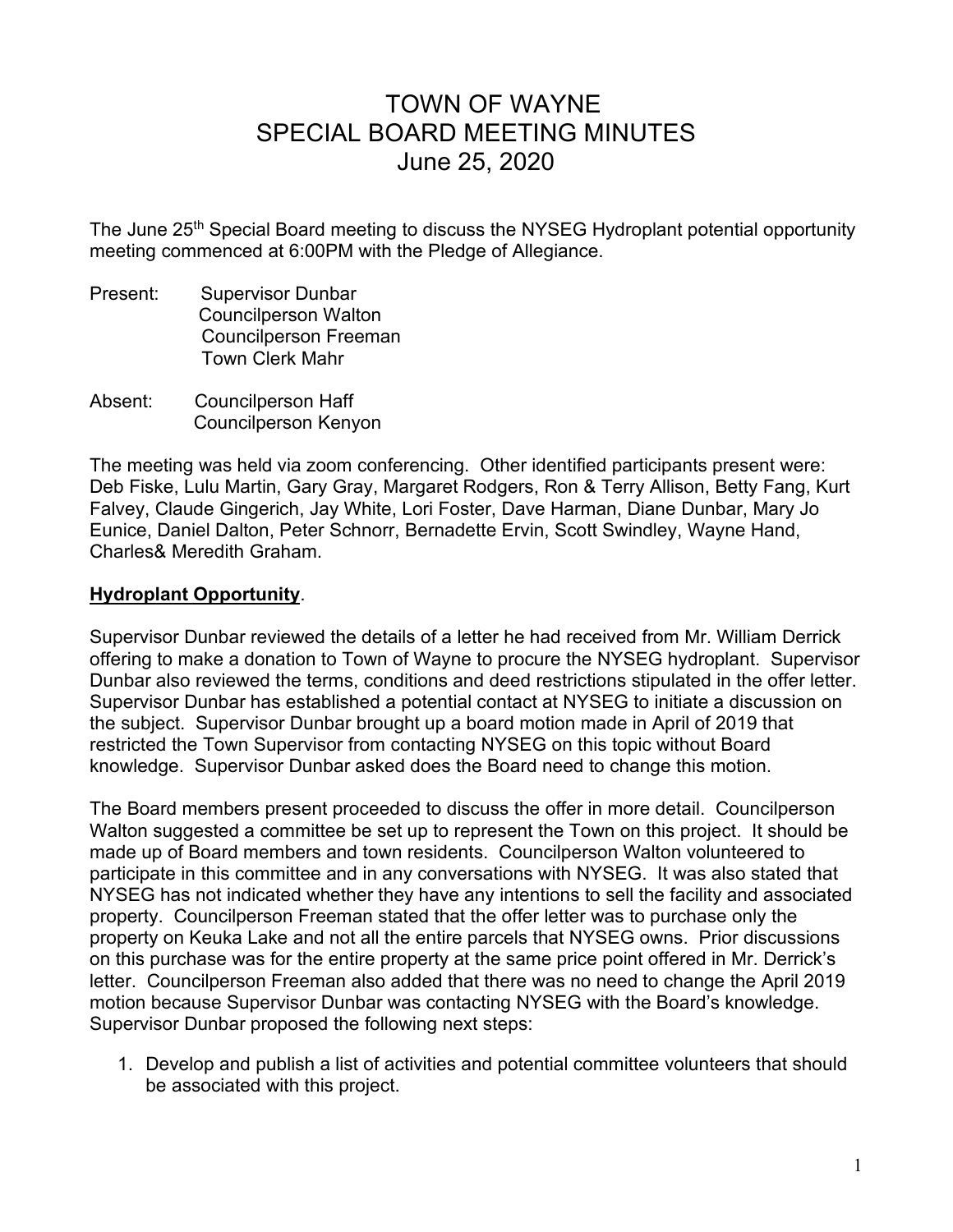# TOWN OF WAYNE
# SPECIAL BOARD MEETING MINUTES
# June 25, 2020

The June 25th Special Board meeting to discuss the NYSEG Hydroplant potential opportunity meeting commenced at 6:00PM with the Pledge of Allegiance.

Present: Supervisor Dunbar
Councilperson Walton
Councilperson Freeman
Town Clerk Mahr

Absent: Councilperson Haff
Councilperson Kenyon

The meeting was held via zoom conferencing. Other identified participants present were: Deb Fiske, Lulu Martin, Gary Gray, Margaret Rodgers, Ron & Terry Allison, Betty Fang, Kurt Falvey, Claude Gingerich, Jay White, Lori Foster, Dave Harman, Diane Dunbar, Mary Jo Eunice, Daniel Dalton, Peter Schnorr, Bernadette Ervin, Scott Swindley, Wayne Hand, Charles& Meredith Graham.

**Hydroplant Opportunity**.

Supervisor Dunbar reviewed the details of a letter he had received from Mr. William Derrick offering to make a donation to Town of Wayne to procure the NYSEG hydroplant. Supervisor Dunbar also reviewed the terms, conditions and deed restrictions stipulated in the offer letter. Supervisor Dunbar has established a potential contact at NYSEG to initiate a discussion on the subject. Supervisor Dunbar brought up a board motion made in April of 2019 that restricted the Town Supervisor from contacting NYSEG on this topic without Board knowledge. Supervisor Dunbar asked does the Board need to change this motion.

The Board members present proceeded to discuss the offer in more detail. Councilperson Walton suggested a committee be set up to represent the Town on this project. It should be made up of Board members and town residents. Councilperson Walton volunteered to participate in this committee and in any conversations with NYSEG. It was also stated that NYSEG has not indicated whether they have any intentions to sell the facility and associated property. Councilperson Freeman stated that the offer letter was to purchase only the property on Keuka Lake and not all the entire parcels that NYSEG owns. Prior discussions on this purchase was for the entire property at the same price point offered in Mr. Derrick's letter. Councilperson Freeman also added that there was no need to change the April 2019 motion because Supervisor Dunbar was contacting NYSEG with the Board's knowledge. Supervisor Dunbar proposed the following next steps:

1. Develop and publish a list of activities and potential committee volunteers that should be associated with this project.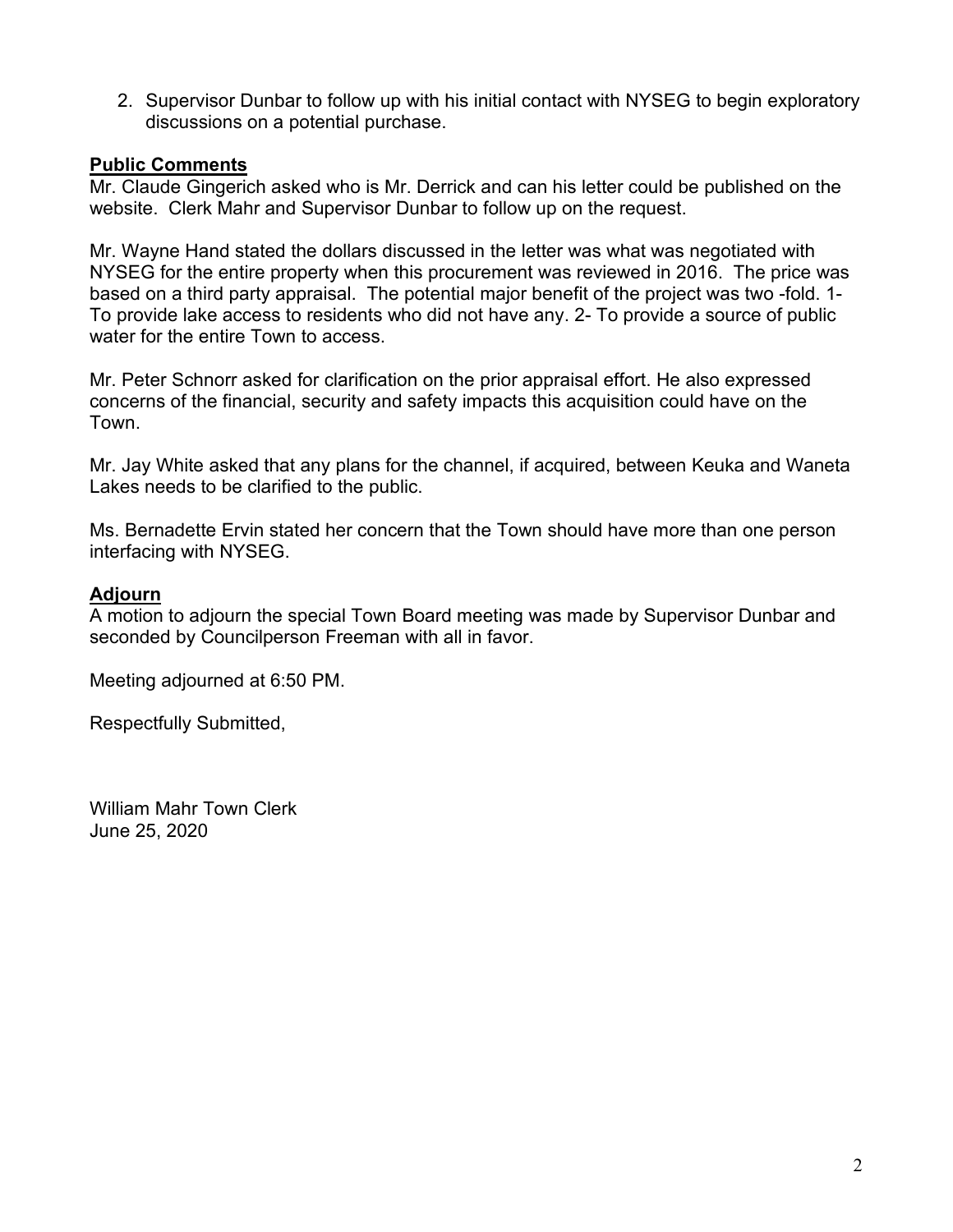2. Supervisor Dunbar to follow up with his initial contact with NYSEG to begin exploratory discussions on a potential purchase.

## Public Comments

Mr. Claude Gingerich asked who is Mr. Derrick and can his letter could be published on the website. Clerk Mahr and Supervisor Dunbar to follow up on the request.

Mr. Wayne Hand stated the dollars discussed in the letter was what was negotiated with NYSEG for the entire property when this procurement was reviewed in 2016. The price was based on a third party appraisal. The potential major benefit of the project was two -fold. 1- To provide lake access to residents who did not have any. 2- To provide a source of public water for the entire Town to access.

Mr. Peter Schnorr asked for clarification on the prior appraisal effort. He also expressed concerns of the financial, security and safety impacts this acquisition could have on the Town.

Mr. Jay White asked that any plans for the channel, if acquired, between Keuka and Waneta Lakes needs to be clarified to the public.

Ms. Bernadette Ervin stated her concern that the Town should have more than one person interfacing with NYSEG.

## Adjourn

A motion to adjourn the special Town Board meeting was made by Supervisor Dunbar and seconded by Councilperson Freeman with all in favor.

Meeting adjourned at 6:50 PM.

Respectfully Submitted,

William Mahr Town Clerk
June 25, 2020